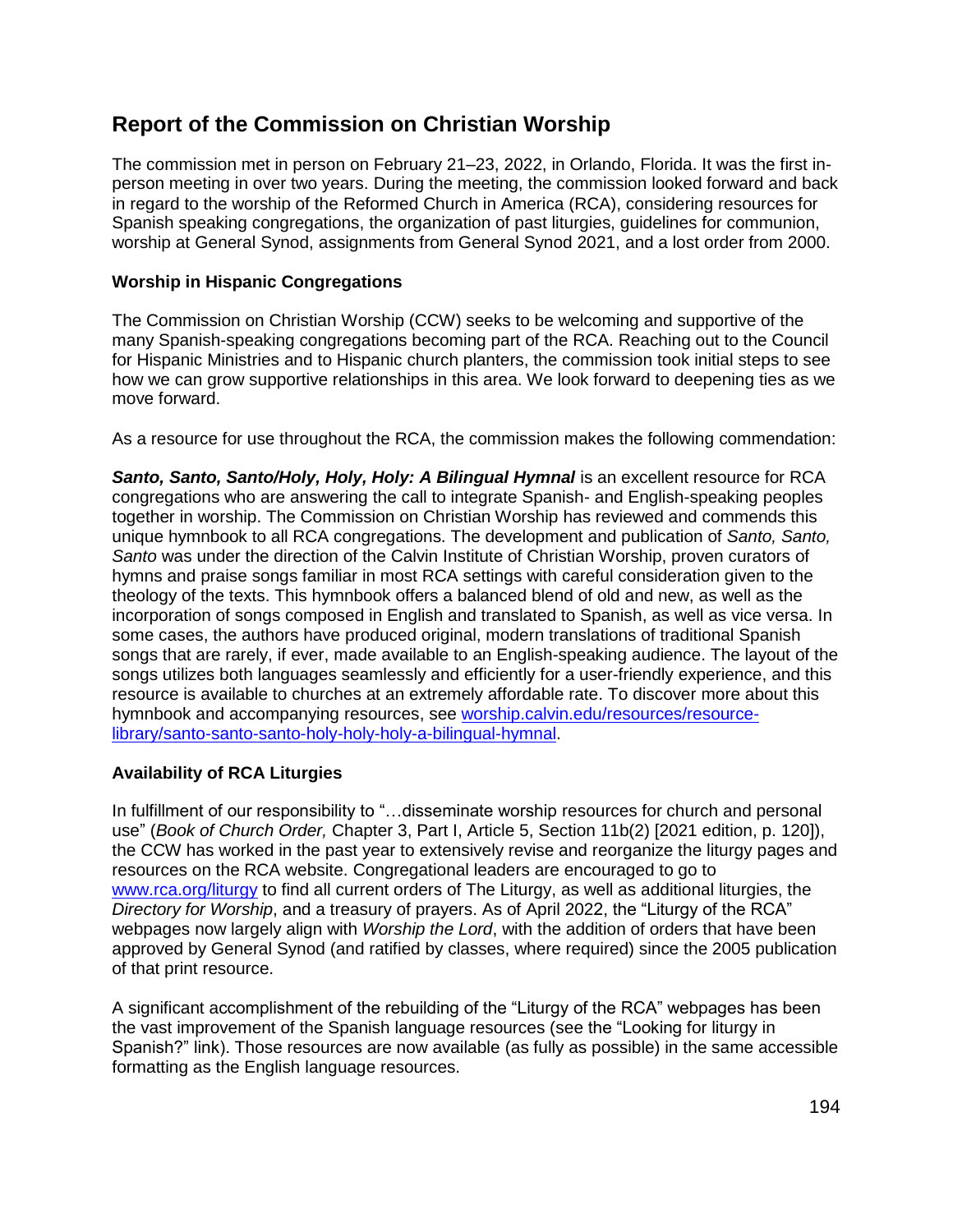# Report of the Commission on Christian Worship

The commission met in person on February 21–23, 2022, in Orlando, Florida. It was the first in-person meeting in over two years. During the meeting, the commission looked forward and back in regard to the worship of the Reformed Church in America (RCA), considering resources for Spanish speaking congregations, the organization of past liturgies, guidelines for communion, worship at General Synod, assignments from General Synod 2021, and a lost order from 2000.

### Worship in Hispanic Congregations

The Commission on Christian Worship (CCW) seeks to be welcoming and supportive of the many Spanish-speaking congregations becoming part of the RCA. Reaching out to the Council for Hispanic Ministries and to Hispanic church planters, the commission took initial steps to see how we can grow supportive relationships in this area. We look forward to deepening ties as we move forward.

As a resource for use throughout the RCA, the commission makes the following commendation:

***Santo, Santo, Santo/Holy, Holy, Holy: A Bilingual Hymnal*** is an excellent resource for RCA congregations who are answering the call to integrate Spanish- and English-speaking peoples together in worship. The Commission on Christian Worship has reviewed and commends this unique hymnbook to all RCA congregations. The development and publication of *Santo, Santo, Santo* was under the direction of the Calvin Institute of Christian Worship, proven curators of hymns and praise songs familiar in most RCA settings with careful consideration given to the theology of the texts. This hymnbook offers a balanced blend of old and new, as well as the incorporation of songs composed in English and translated to Spanish, as well as vice versa. In some cases, the authors have produced original, modern translations of traditional Spanish songs that are rarely, if ever, made available to an English-speaking audience. The layout of the songs utilizes both languages seamlessly and efficiently for a user-friendly experience, and this resource is available to churches at an extremely affordable rate. To discover more about this hymnbook and accompanying resources, see [worship.calvin.edu/resources/resource-library/santo-santo-santo-holy-holy-holy-a-bilingual-hymnal](worship.calvin.edu/resources/resource-library/santo-santo-santo-holy-holy-holy-a-bilingual-hymnal).

### Availability of RCA Liturgies

In fulfillment of our responsibility to "…disseminate worship resources for church and personal use" (*Book of Church Order,* Chapter 3, Part I, Article 5, Section 11b(2) [2021 edition, p. 120]), the CCW has worked in the past year to extensively revise and reorganize the liturgy pages and resources on the RCA website. Congregational leaders are encouraged to go to [www.rca.org/liturgy](www.rca.org/liturgy) to find all current orders of The Liturgy, as well as additional liturgies, the *Directory for Worship*, and a treasury of prayers. As of April 2022, the "Liturgy of the RCA" webpages now largely align with *Worship the Lord*, with the addition of orders that have been approved by General Synod (and ratified by classes, where required) since the 2005 publication of that print resource.

A significant accomplishment of the rebuilding of the "Liturgy of the RCA" webpages has been the vast improvement of the Spanish language resources (see the "Looking for liturgy in Spanish?" link). Those resources are now available (as fully as possible) in the same accessible formatting as the English language resources.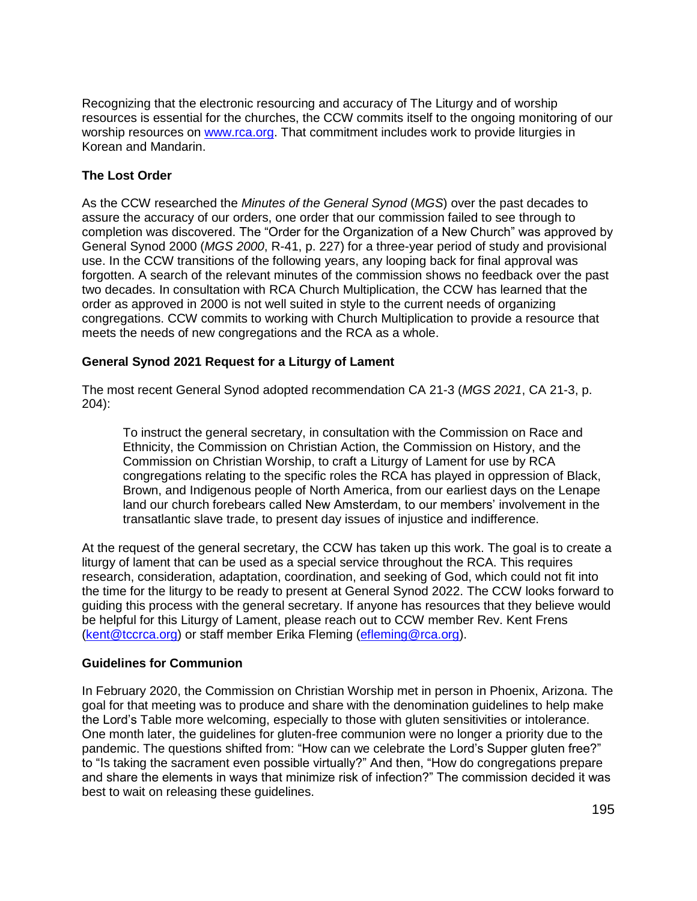Recognizing that the electronic resourcing and accuracy of The Liturgy and of worship resources is essential for the churches, the CCW commits itself to the ongoing monitoring of our worship resources on [www.rca.org](http://www.rca.org). That commitment includes work to provide liturgies in Korean and Mandarin.

**The Lost Order**

As the CCW researched the *Minutes of the General Synod* (*MGS*) over the past decades to assure the accuracy of our orders, one order that our commission failed to see through to completion was discovered. The "Order for the Organization of a New Church" was approved by General Synod 2000 (*MGS 2000*, R-41, p. 227) for a three-year period of study and provisional use. In the CCW transitions of the following years, any looping back for final approval was forgotten. A search of the relevant minutes of the commission shows no feedback over the past two decades. In consultation with RCA Church Multiplication, the CCW has learned that the order as approved in 2000 is not well suited in style to the current needs of organizing congregations. CCW commits to working with Church Multiplication to provide a resource that meets the needs of new congregations and the RCA as a whole.

**General Synod 2021 Request for a Liturgy of Lament**

The most recent General Synod adopted recommendation CA 21-3 (*MGS 2021*, CA 21-3, p. 204):

> To instruct the general secretary, in consultation with the Commission on Race and Ethnicity, the Commission on Christian Action, the Commission on History, and the Commission on Christian Worship, to craft a Liturgy of Lament for use by RCA congregations relating to the specific roles the RCA has played in oppression of Black, Brown, and Indigenous people of North America, from our earliest days on the Lenape land our church forebears called New Amsterdam, to our members' involvement in the transatlantic slave trade, to present day issues of injustice and indifference.

At the request of the general secretary, the CCW has taken up this work. The goal is to create a liturgy of lament that can be used as a special service throughout the RCA. This requires research, consideration, adaptation, coordination, and seeking of God, which could not fit into the time for the liturgy to be ready to present at General Synod 2022. The CCW looks forward to guiding this process with the general secretary. If anyone has resources that they believe would be helpful for this Liturgy of Lament, please reach out to CCW member Rev. Kent Frens ([kent@tccrca.org](mailto:kent@tccrca.org)) or staff member Erika Fleming ([efleming@rca.org](mailto:efleming@rca.org)).

**Guidelines for Communion**

In February 2020, the Commission on Christian Worship met in person in Phoenix, Arizona. The goal for that meeting was to produce and share with the denomination guidelines to help make the Lord's Table more welcoming, especially to those with gluten sensitivities or intolerance. One month later, the guidelines for gluten-free communion were no longer a priority due to the pandemic. The questions shifted from: "How can we celebrate the Lord's Supper gluten free?" to "Is taking the sacrament even possible virtually?" And then, "How do congregations prepare and share the elements in ways that minimize risk of infection?" The commission decided it was best to wait on releasing these guidelines.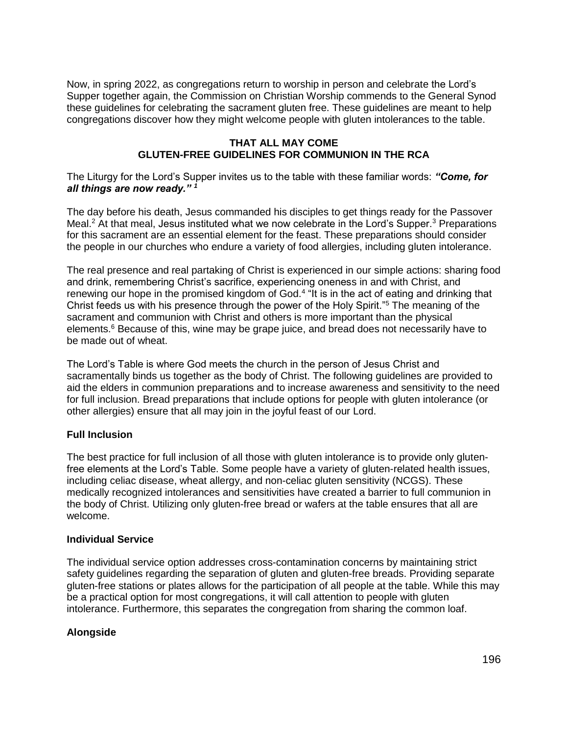Now, in spring 2022, as congregations return to worship in person and celebrate the Lord's Supper together again, the Commission on Christian Worship commends to the General Synod these guidelines for celebrating the sacrament gluten free. These guidelines are meant to help congregations discover how they might welcome people with gluten intolerances to the table.

## THAT ALL MAY COME
## GLUTEN-FREE GUIDELINES FOR COMMUNION IN THE RCA

The Liturgy for the Lord's Supper invites us to the table with these familiar words: ***"Come, for all things are now ready."*** [1]

The day before his death, Jesus commanded his disciples to get things ready for the Passover Meal.[2] At that meal, Jesus instituted what we now celebrate in the Lord's Supper.[3] Preparations for this sacrament are an essential element for the feast. These preparations should consider the people in our churches who endure a variety of food allergies, including gluten intolerance.

The real presence and real partaking of Christ is experienced in our simple actions: sharing food and drink, remembering Christ's sacrifice, experiencing oneness in and with Christ, and renewing our hope in the promised kingdom of God.[4] "It is in the act of eating and drinking that Christ feeds us with his presence through the power of the Holy Spirit."[5] The meaning of the sacrament and communion with Christ and others is more important than the physical elements.[6] Because of this, wine may be grape juice, and bread does not necessarily have to be made out of wheat.

The Lord's Table is where God meets the church in the person of Jesus Christ and sacramentally binds us together as the body of Christ. The following guidelines are provided to aid the elders in communion preparations and to increase awareness and sensitivity to the need for full inclusion. Bread preparations that include options for people with gluten intolerance (or other allergies) ensure that all may join in the joyful feast of our Lord.

### Full Inclusion

The best practice for full inclusion of all those with gluten intolerance is to provide only gluten-free elements at the Lord's Table. Some people have a variety of gluten-related health issues, including celiac disease, wheat allergy, and non-celiac gluten sensitivity (NCGS). These medically recognized intolerances and sensitivities have created a barrier to full communion in the body of Christ. Utilizing only gluten-free bread or wafers at the table ensures that all are welcome.

### Individual Service

The individual service option addresses cross-contamination concerns by maintaining strict safety guidelines regarding the separation of gluten and gluten-free breads. Providing separate gluten-free stations or plates allows for the participation of all people at the table. While this may be a practical option for most congregations, it will call attention to people with gluten intolerance. Furthermore, this separates the congregation from sharing the common loaf.

### Alongside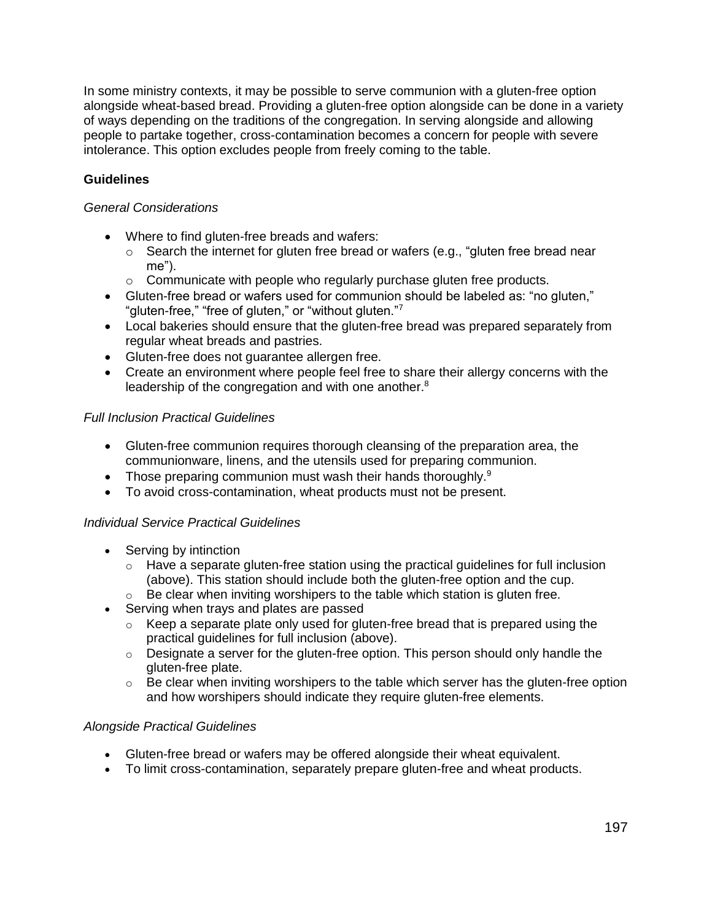In some ministry contexts, it may be possible to serve communion with a gluten-free option alongside wheat-based bread. Providing a gluten-free option alongside can be done in a variety of ways depending on the traditions of the congregation. In serving alongside and allowing people to partake together, cross-contamination becomes a concern for people with severe intolerance. This option excludes people from freely coming to the table.

**Guidelines**

*General Considerations*

- Where to find gluten-free breads and wafers:
    - Search the internet for gluten free bread or wafers (e.g., "gluten free bread near me").
    - Communicate with people who regularly purchase gluten free products.
- Gluten-free bread or wafers used for communion should be labeled as: "no gluten," "gluten-free," "free of gluten," or "without gluten."[7]
- Local bakeries should ensure that the gluten-free bread was prepared separately from regular wheat breads and pastries.
- Gluten-free does not guarantee allergen free.
- Create an environment where people feel free to share their allergy concerns with the leadership of the congregation and with one another.[8]

*Full Inclusion Practical Guidelines*

- Gluten-free communion requires thorough cleansing of the preparation area, the communionware, linens, and the utensils used for preparing communion.
- Those preparing communion must wash their hands thoroughly.[9]
- To avoid cross-contamination, wheat products must not be present.

*Individual Service Practical Guidelines*

- Serving by intinction
    - Have a separate gluten-free station using the practical guidelines for full inclusion (above). This station should include both the gluten-free option and the cup.
    - Be clear when inviting worshipers to the table which station is gluten free.
- Serving when trays and plates are passed
    - Keep a separate plate only used for gluten-free bread that is prepared using the practical guidelines for full inclusion (above).
    - Designate a server for the gluten-free option. This person should only handle the gluten-free plate.
    - Be clear when inviting worshipers to the table which server has the gluten-free option and how worshipers should indicate they require gluten-free elements.

*Alongside Practical Guidelines*

- Gluten-free bread or wafers may be offered alongside their wheat equivalent.
- To limit cross-contamination, separately prepare gluten-free and wheat products.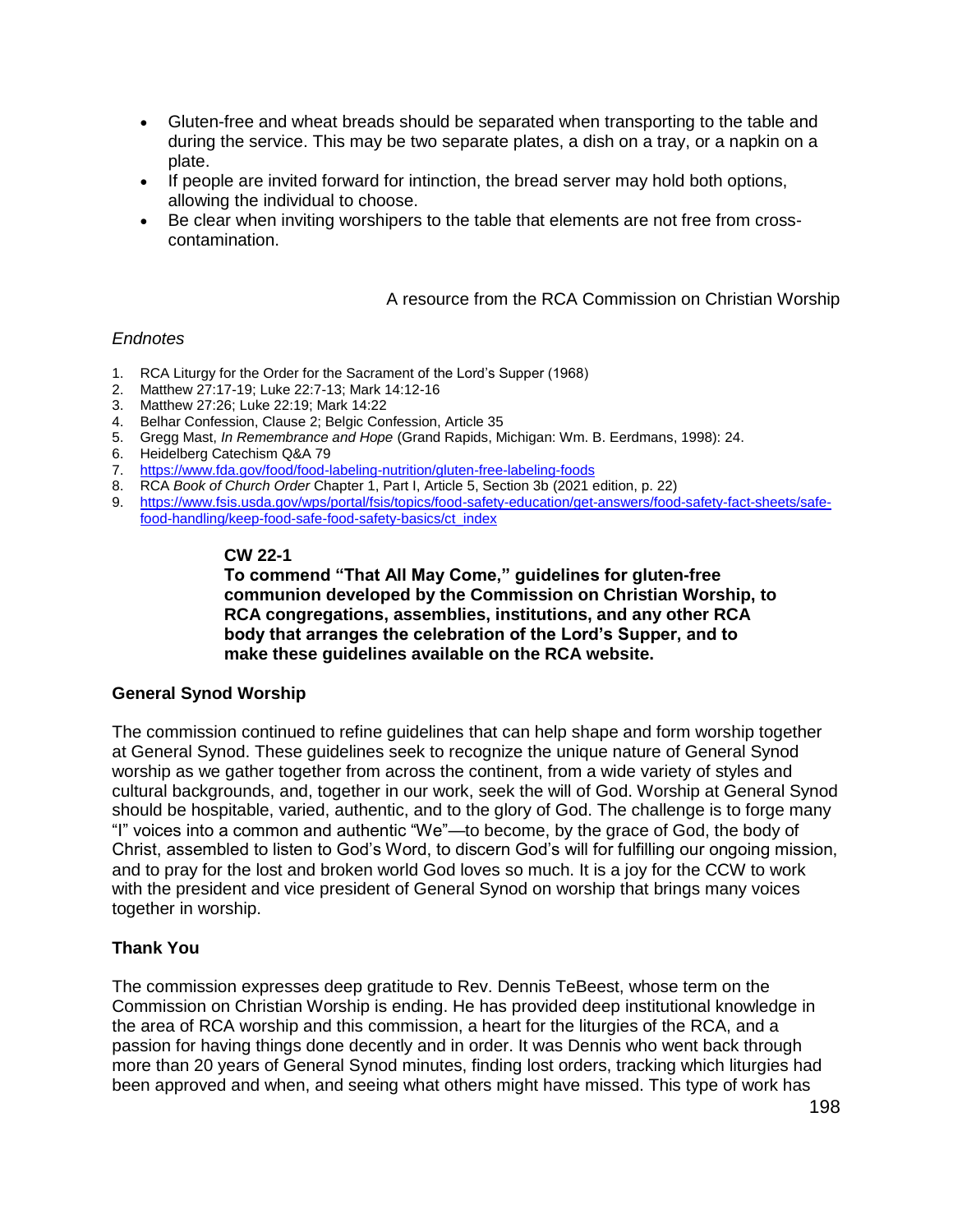- Gluten-free and wheat breads should be separated when transporting to the table and during the service. This may be two separate plates, a dish on a tray, or a napkin on a plate.
- If people are invited forward for intinction, the bread server may hold both options, allowing the individual to choose.
- Be clear when inviting worshipers to the table that elements are not free from cross-contamination.

A resource from the RCA Commission on Christian Worship

*Endnotes*

1. RCA Liturgy for the Order for the Sacrament of the Lord's Supper (1968)
2. Matthew 27:17-19; Luke 22:7-13; Mark 14:12-16
3. Matthew 27:26; Luke 22:19; Mark 14:22
4. Belhar Confession, Clause 2; Belgic Confession, Article 35
5. Gregg Mast, *In Remembrance and Hope* (Grand Rapids, Michigan: Wm. B. Eerdmans, 1998): 24.
6. Heidelberg Catechism Q&A 79
7. https://www.fda.gov/food/food-labeling-nutrition/gluten-free-labeling-foods
8. RCA *Book of Church Order* Chapter 1, Part I, Article 5, Section 3b (2021 edition, p. 22)
9. https://www.fsis.usda.gov/wps/portal/fsis/topics/food-safety-education/get-answers/food-safety-fact-sheets/safe-food-handling/keep-food-safe-food-safety-basics/ct_index

**CW 22-1**
**To commend "That All May Come," guidelines for gluten-free communion developed by the Commission on Christian Worship, to RCA congregations, assemblies, institutions, and any other RCA body that arranges the celebration of the Lord's Supper, and to make these guidelines available on the RCA website.**

### General Synod Worship

The commission continued to refine guidelines that can help shape and form worship together at General Synod. These guidelines seek to recognize the unique nature of General Synod worship as we gather together from across the continent, from a wide variety of styles and cultural backgrounds, and, together in our work, seek the will of God. Worship at General Synod should be hospitable, varied, authentic, and to the glory of God. The challenge is to forge many "I" voices into a common and authentic "We"—to become, by the grace of God, the body of Christ, assembled to listen to God's Word, to discern God's will for fulfilling our ongoing mission, and to pray for the lost and broken world God loves so much. It is a joy for the CCW to work with the president and vice president of General Synod on worship that brings many voices together in worship.

### Thank You

The commission expresses deep gratitude to Rev. Dennis TeBeest, whose term on the Commission on Christian Worship is ending. He has provided deep institutional knowledge in the area of RCA worship and this commission, a heart for the liturgies of the RCA, and a passion for having things done decently and in order. It was Dennis who went back through more than 20 years of General Synod minutes, finding lost orders, tracking which liturgies had been approved and when, and seeing what others might have missed. This type of work has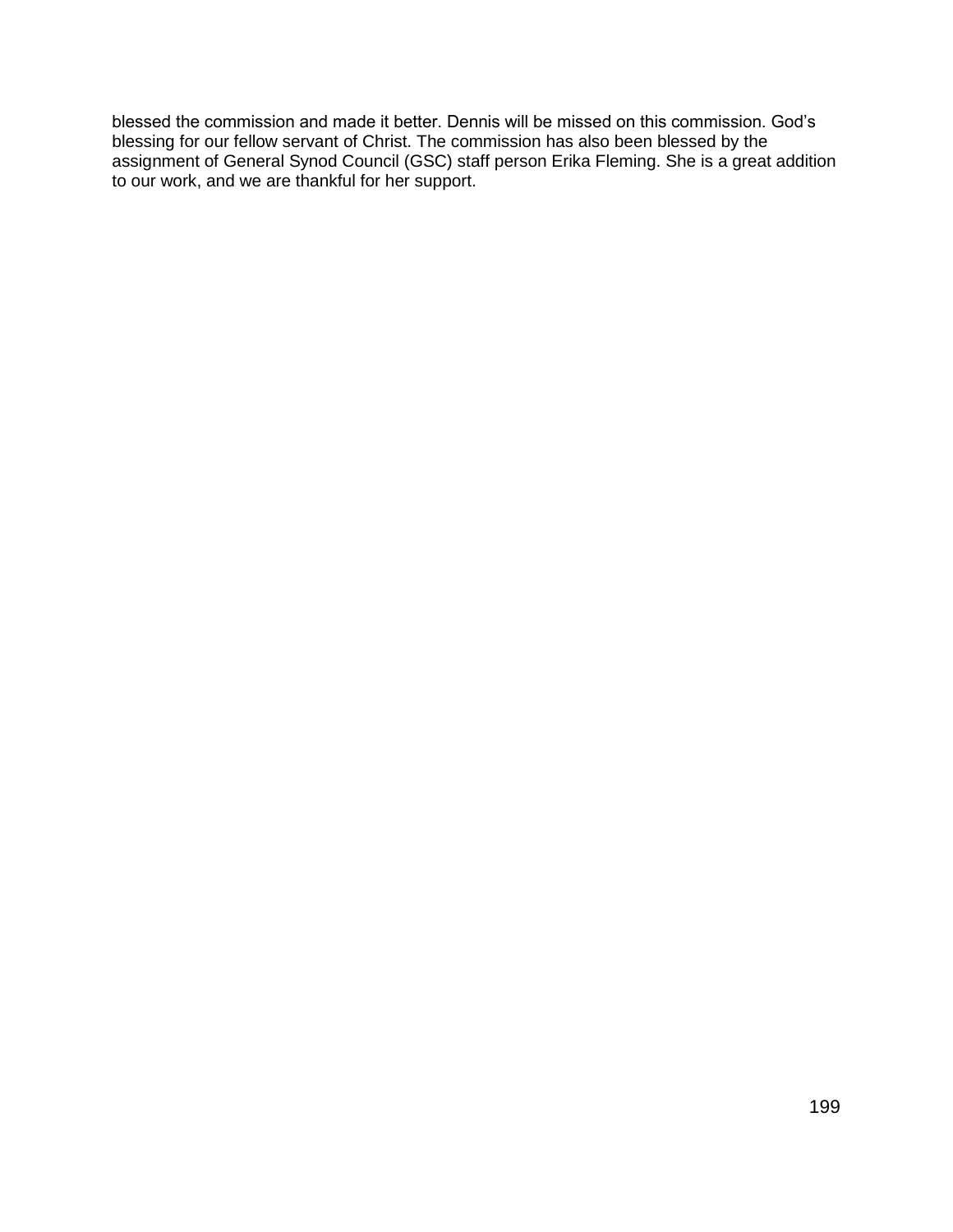blessed the commission and made it better. Dennis will be missed on this commission. God's blessing for our fellow servant of Christ. The commission has also been blessed by the assignment of General Synod Council (GSC) staff person Erika Fleming. She is a great addition to our work, and we are thankful for her support.